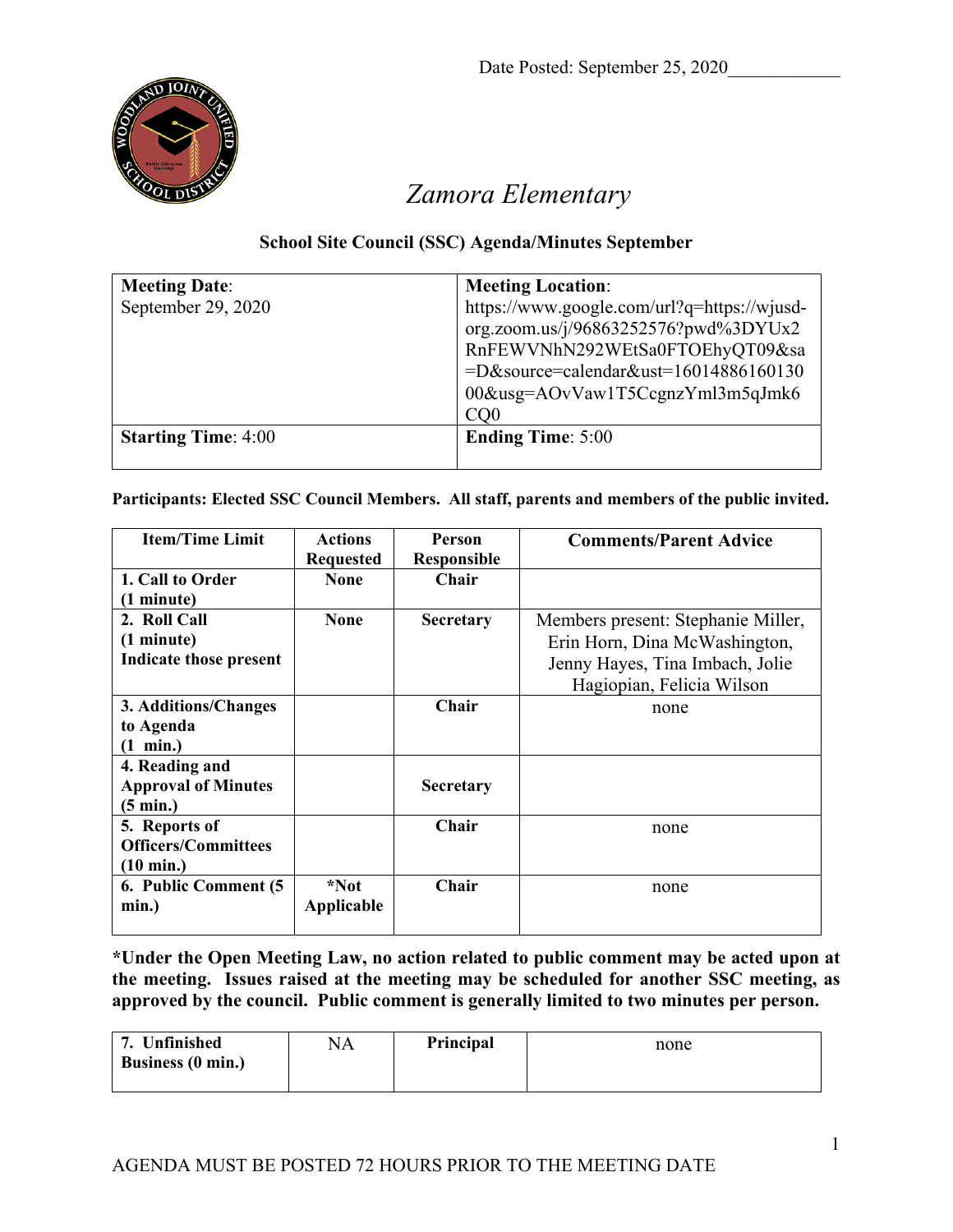Date Posted: September 25, 2020____________

# Zamora Elementary

## School Site Council (SSC) Agenda/Minutes September

| **Meeting Date**: September 29, 2020 | **Meeting Location**: https://www.google.com/url?q=https://wjusd-org.zoom.us/j/96863252576?pwd%3DYUx2RnFEWVNhN292WEtSa0FTOEhyQT09&sa=D&source=calendar&ust=1601488616013000&usg=AOvVaw1T5CcgnzYml3m5qJmk6CQ0 |
|---|---|
| **Starting Time**: 4:00 | **Ending Time**: 5:00 |

**Participants: Elected SSC Council Members. All staff, parents and members of the public invited.**

| Item/Time Limit | Actions Requested | Person Responsible | Comments/Parent Advice |
|---|---|---|---|
| **1. Call to Order (1 minute)** | **None** | **Chair** | |
| **2. Roll Call (1 minute) Indicate those present** | **None** | **Secretary** | Members present: Stephanie Miller, Erin Horn, Dina McWashington, Jenny Hayes, Tina Imbach, Jolie Hagiopian, Felicia Wilson |
| **3. Additions/Changes to Agenda (1 min.)** | | **Chair** | none |
| **4. Reading and Approval of Minutes (5 min.)** | | **Secretary** | |
| **5. Reports of Officers/Committees (10 min.)** | | **Chair** | none |
| **6. Public Comment (5 min.)** | **\*Not Applicable** | **Chair** | none |

**\*Under the Open Meeting Law, no action related to public comment may be acted upon at the meeting. Issues raised at the meeting may be scheduled for another SSC meeting, as approved by the council. Public comment is generally limited to two minutes per person.**

| **7. Unfinished Business (0 min.)** | NA | **Principal** | none |
|---|---|---|---|

AGENDA MUST BE POSTED 72 HOURS PRIOR TO THE MEETING DATE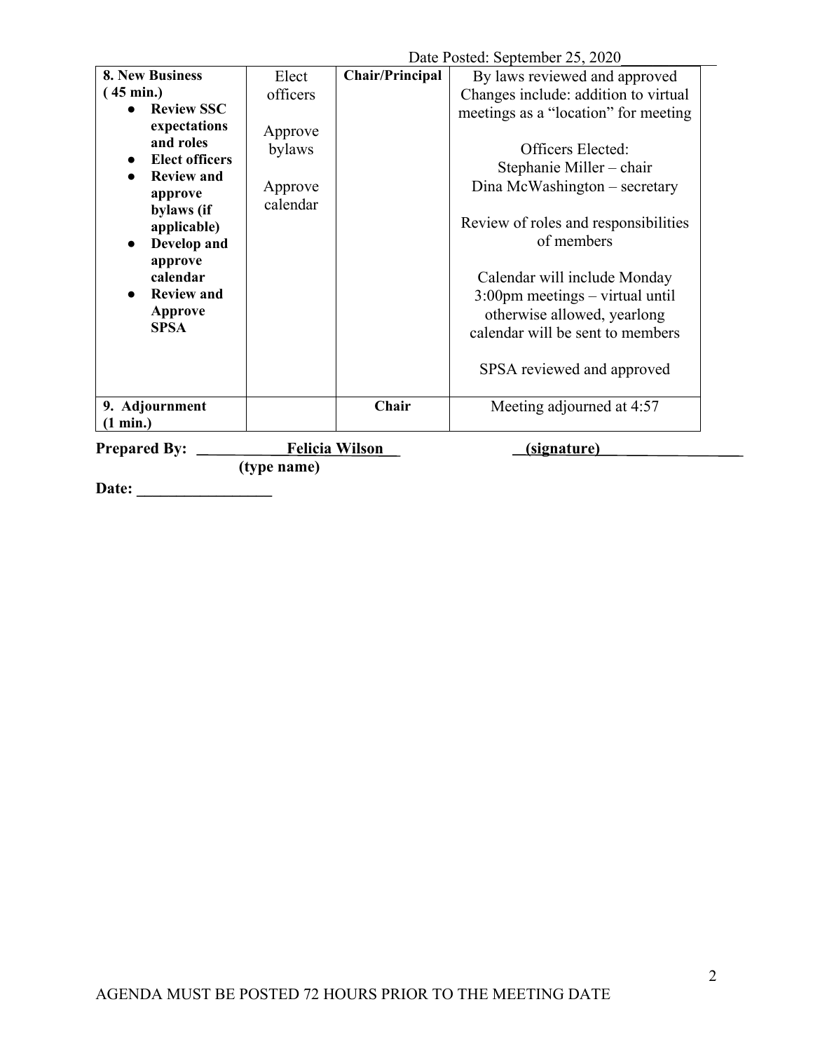Date Posted: September 25, 2020__________

| | | | |
|---|---|---|---|
| **8. New Business ( 45 min.)**<br>● **Review SSC expectations and roles**<br>● **Elect officers**<br>● **Review and approve bylaws (if applicable)**<br>● **Develop and approve calendar**<br>● **Review and Approve SPSA** | Elect officers<br><br>Approve bylaws<br><br>Approve calendar | **Chair/Principal** | By laws reviewed and approved Changes include: addition to virtual meetings as a "location" for meeting<br><br>Officers Elected:<br>Stephanie Miller – chair<br>Dina McWashington – secretary<br><br>Review of roles and responsibilities of members<br><br>Calendar will include Monday 3:00pm meetings – virtual until otherwise allowed, yearlong calendar will be sent to members<br><br>SPSA reviewed and approved |
| **9. Adjournment (1 min.)** | | **Chair** | Meeting adjourned at 4:57 |

**Prepared By:** ____________**Felicia Wilson**___ __**(signature)**____________________
**(type name)**

**Date:** _________________

AGENDA MUST BE POSTED 72 HOURS PRIOR TO THE MEETING DATE